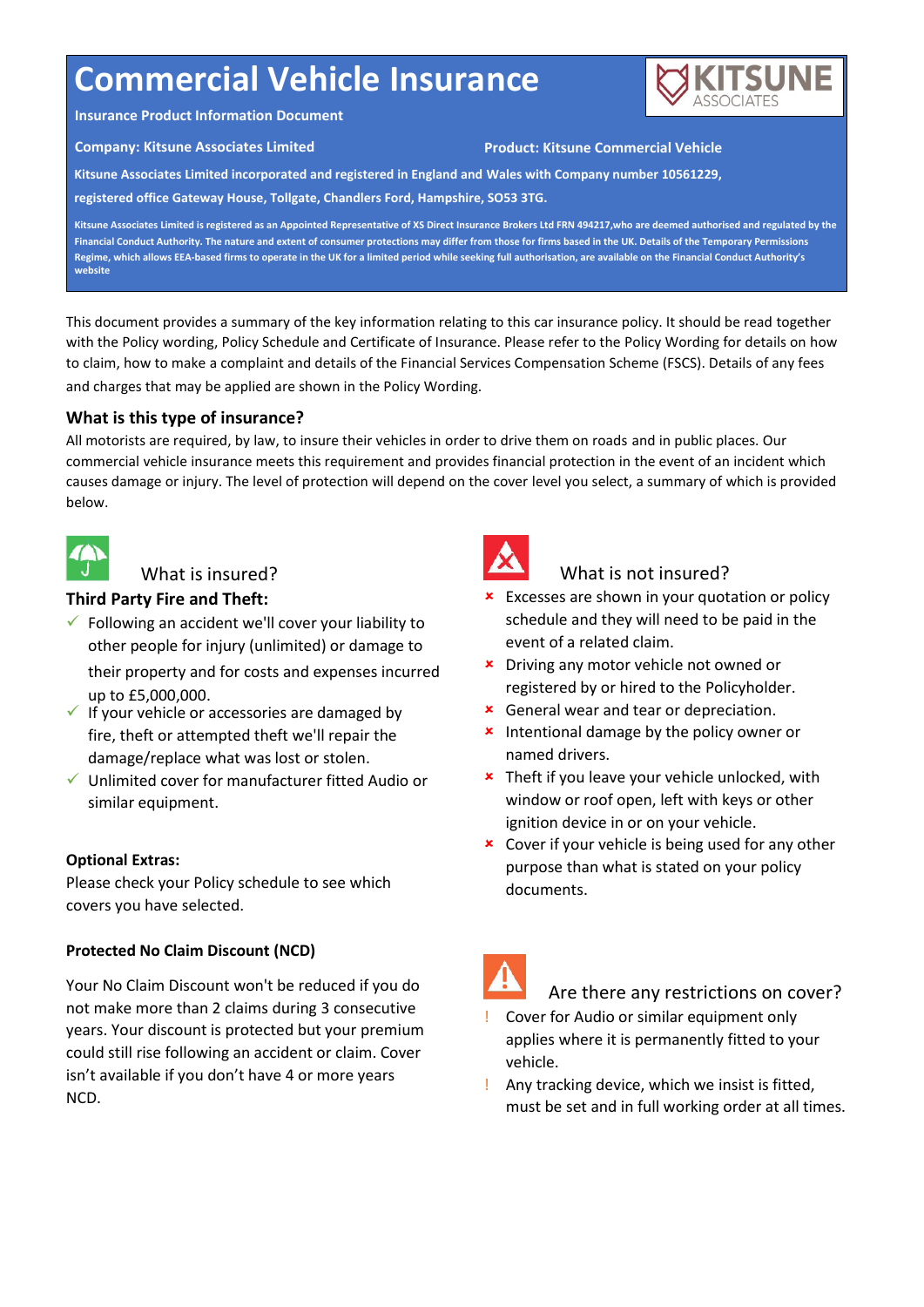# Commercial Vehicle Insurance

KITSUNE ASSOCIATES

**Insurance Product Information Document**

**Company: Kitsune Associates Limited**

**Product: Kitsune Commercial Vehicle**

**Kitsune Associates Limited incorporated and registered in England and Wales with Company number 10561229, registered office Gateway House, Tollgate, Chandlers Ford, Hampshire, SO53 3TG.**

**Kitsune Associates Limited is registered as an Appointed Representative of XS Direct Insurance Brokers Ltd FRN 494217,who are deemed authorised and regulated by the Financial Conduct Authority. The nature and extent of consumer protections may differ from those for firms based in the UK. Details of the Temporary Permissions Regime, which allows EEA-based firms to operate in the UK for a limited period while seeking full authorisation, are available on the Financial Conduct Authority's website**

This document provides a summary of the key information relating to this car insurance policy. It should be read together with the Policy wording, Policy Schedule and Certificate of Insurance. Please refer to the Policy Wording for details on how to claim, how to make a complaint and details of the Financial Services Compensation Scheme (FSCS). Details of any fees and charges that may be applied are shown in the Policy Wording.

### What is this type of insurance?

All motorists are required, by law, to insure their vehicles in order to drive them on roads and in public places. Our commercial vehicle insurance meets this requirement and provides financial protection in the event of an incident which causes damage or injury. The level of protection will depend on the cover level you select, a summary of which is provided below.

## What is insured?

### Third Party Fire and Theft:

- ✓ Following an accident we'll cover your liability to other people for injury (unlimited) or damage to their property and for costs and expenses incurred up to £5,000,000.
- ✓ If your vehicle or accessories are damaged by fire, theft or attempted theft we'll repair the damage/replace what was lost or stolen.
- ✓ Unlimited cover for manufacturer fitted Audio or similar equipment.

**Optional Extras:**

Please check your Policy schedule to see which covers you have selected.

**Protected No Claim Discount (NCD)**

Your No Claim Discount won't be reduced if you do not make more than 2 claims during 3 consecutive years. Your discount is protected but your premium could still rise following an accident or claim. Cover isn't available if you don't have 4 or more years NCD.

## What is not insured?

- ✗ Excesses are shown in your quotation or policy schedule and they will need to be paid in the event of a related claim.
- ✗ Driving any motor vehicle not owned or registered by or hired to the Policyholder.
- ✗ General wear and tear or depreciation.
- ✗ Intentional damage by the policy owner or named drivers.
- ✗ Theft if you leave your vehicle unlocked, with window or roof open, left with keys or other ignition device in or on your vehicle.
- ✗ Cover if your vehicle is being used for any other purpose than what is stated on your policy documents.

## Are there any restrictions on cover?

- ! Cover for Audio or similar equipment only applies where it is permanently fitted to your vehicle.
- ! Any tracking device, which we insist is fitted, must be set and in full working order at all times.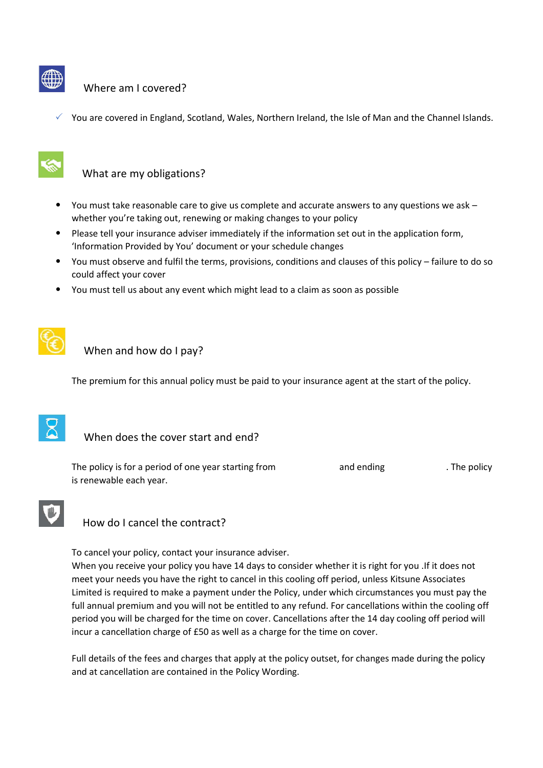## Where am I covered?

- ✓ You are covered in England, Scotland, Wales, Northern Ireland, the Isle of Man and the Channel Islands.

## What are my obligations?

- You must take reasonable care to give us complete and accurate answers to any questions we ask – whether you're taking out, renewing or making changes to your policy
- Please tell your insurance adviser immediately if the information set out in the application form, 'Information Provided by You' document or your schedule changes
- You must observe and fulfil the terms, provisions, conditions and clauses of this policy – failure to do so could affect your cover
- You must tell us about any event which might lead to a claim as soon as possible

## When and how do I pay?

The premium for this annual policy must be paid to your insurance agent at the start of the policy.

## When does the cover start and end?

The policy is for a period of one year starting from and ending . The policy is renewable each year.

## How do I cancel the contract?

To cancel your policy, contact your insurance adviser.
When you receive your policy you have 14 days to consider whether it is right for you .If it does not meet your needs you have the right to cancel in this cooling off period, unless Kitsune Associates Limited is required to make a payment under the Policy, under which circumstances you must pay the full annual premium and you will not be entitled to any refund. For cancellations within the cooling off period you will be charged for the time on cover. Cancellations after the 14 day cooling off period will incur a cancellation charge of £50 as well as a charge for the time on cover.

Full details of the fees and charges that apply at the policy outset, for changes made during the policy and at cancellation are contained in the Policy Wording.